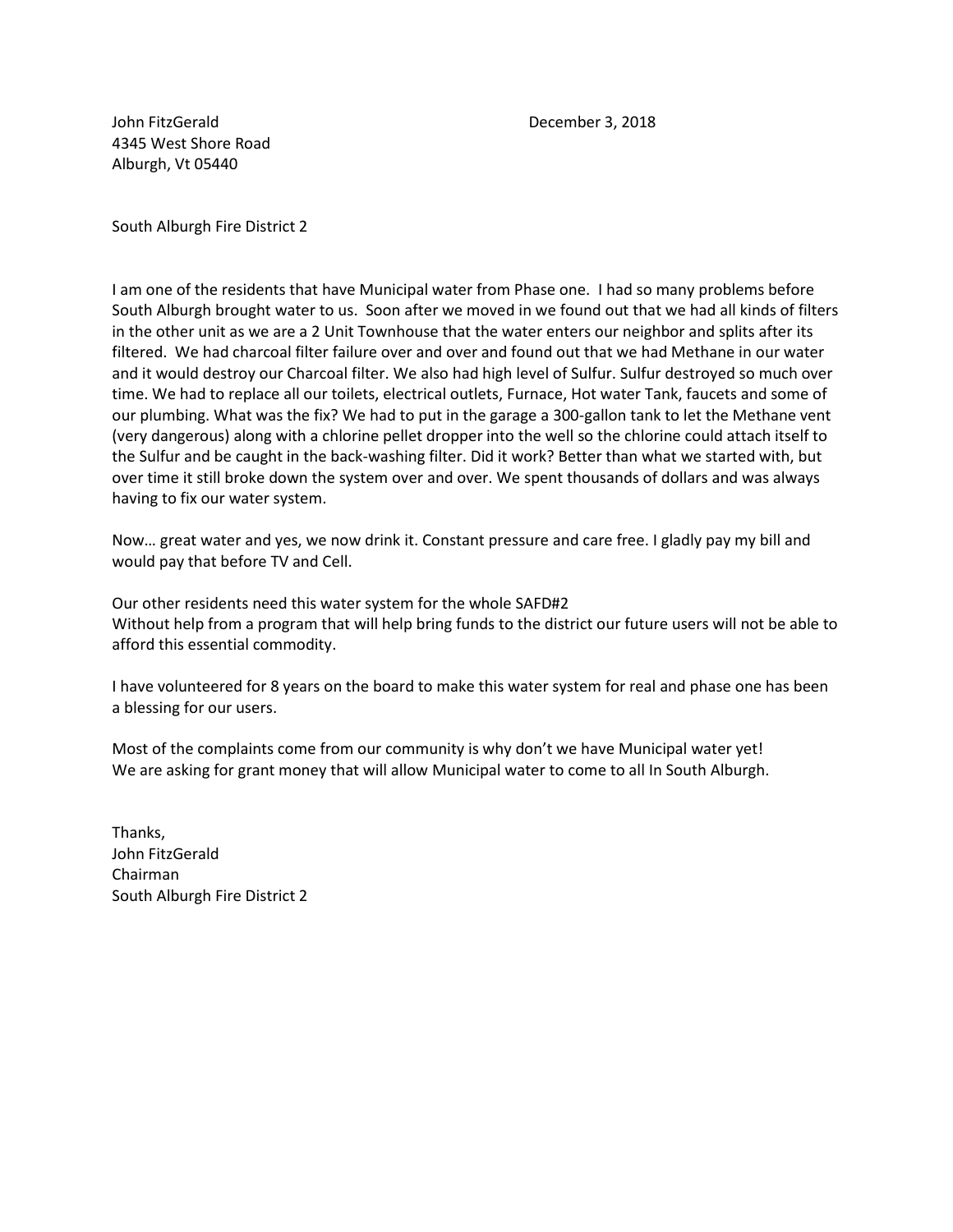John FitzGerald December 3, 2018
4345 West Shore Road
Alburgh, Vt 05440

South Alburgh Fire District 2

I am one of the residents that have Municipal water from Phase one. I had so many problems before South Alburgh brought water to us. Soon after we moved in we found out that we had all kinds of filters in the other unit as we are a 2 Unit Townhouse that the water enters our neighbor and splits after its filtered. We had charcoal filter failure over and over and found out that we had Methane in our water and it would destroy our Charcoal filter. We also had high level of Sulfur. Sulfur destroyed so much over time. We had to replace all our toilets, electrical outlets, Furnace, Hot water Tank, faucets and some of our plumbing. What was the fix? We had to put in the garage a 300-gallon tank to let the Methane vent (very dangerous) along with a chlorine pellet dropper into the well so the chlorine could attach itself to the Sulfur and be caught in the back-washing filter. Did it work? Better than what we started with, but over time it still broke down the system over and over. We spent thousands of dollars and was always having to fix our water system.

Now… great water and yes, we now drink it. Constant pressure and care free. I gladly pay my bill and would pay that before TV and Cell.

Our other residents need this water system for the whole SAFD#2
Without help from a program that will help bring funds to the district our future users will not be able to afford this essential commodity.

I have volunteered for 8 years on the board to make this water system for real and phase one has been a blessing for our users.

Most of the complaints come from our community is why don't we have Municipal water yet!
We are asking for grant money that will allow Municipal water to come to all In South Alburgh.

Thanks,
John FitzGerald
Chairman
South Alburgh Fire District 2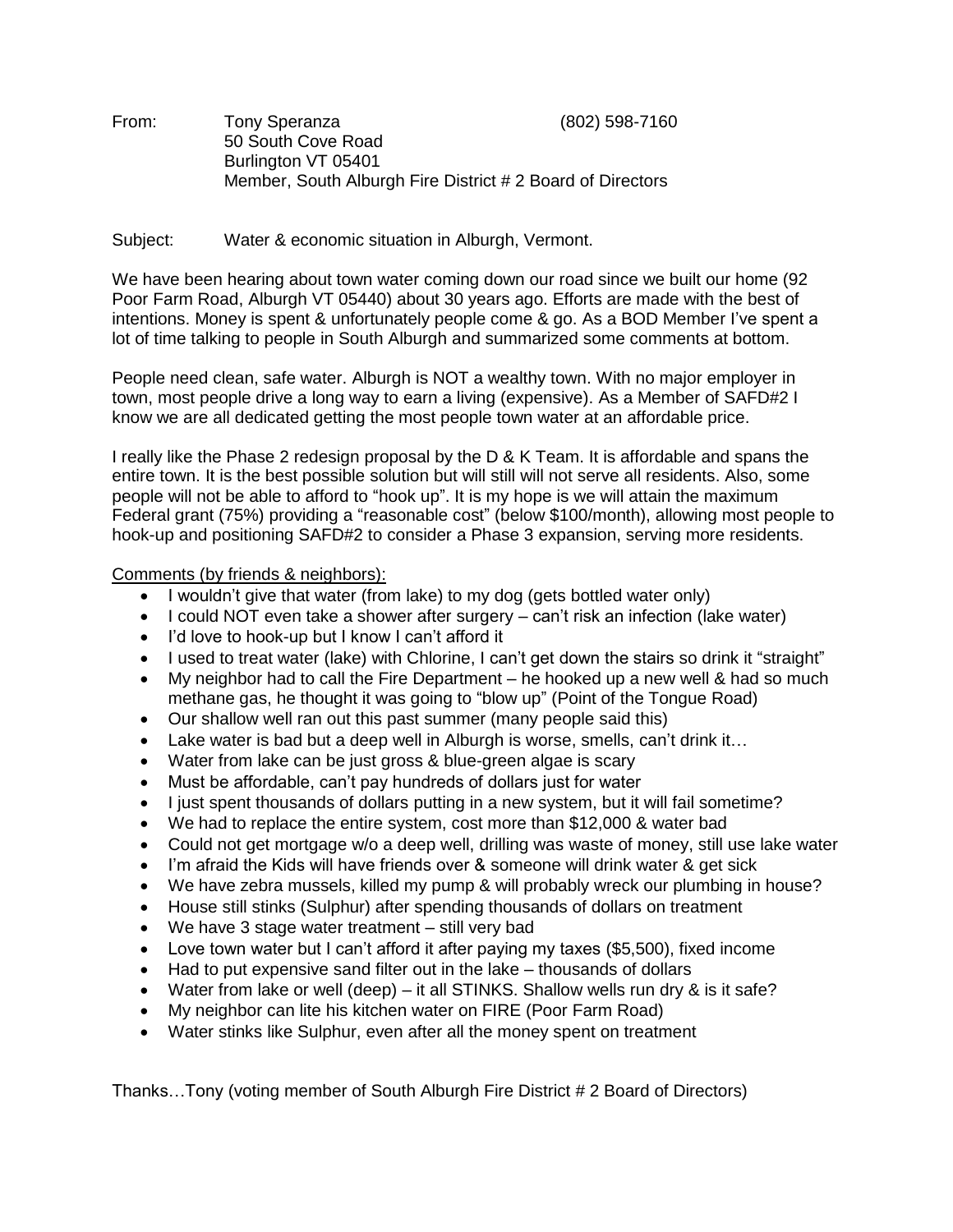From: Tony Speranza (802) 598-7160
50 South Cove Road
Burlington VT 05401
Member, South Alburgh Fire District # 2 Board of Directors

Subject: Water & economic situation in Alburgh, Vermont.

We have been hearing about town water coming down our road since we built our home (92 Poor Farm Road, Alburgh VT 05440) about 30 years ago. Efforts are made with the best of intentions. Money is spent & unfortunately people come & go. As a BOD Member I've spent a lot of time talking to people in South Alburgh and summarized some comments at bottom.

People need clean, safe water. Alburgh is NOT a wealthy town. With no major employer in town, most people drive a long way to earn a living (expensive). As a Member of SAFD#2 I know we are all dedicated getting the most people town water at an affordable price.

I really like the Phase 2 redesign proposal by the D & K Team. It is affordable and spans the entire town. It is the best possible solution but will still will not serve all residents. Also, some people will not be able to afford to "hook up". It is my hope is we will attain the maximum Federal grant (75%) providing a "reasonable cost" (below $100/month), allowing most people to hook-up and positioning SAFD#2 to consider a Phase 3 expansion, serving more residents.

<u>Comments (by friends & neighbors):</u>

- I wouldn't give that water (from lake) to my dog (gets bottled water only)
- I could NOT even take a shower after surgery – can't risk an infection (lake water)
- I'd love to hook-up but I know I can't afford it
- I used to treat water (lake) with Chlorine, I can't get down the stairs so drink it "straight"
- My neighbor had to call the Fire Department – he hooked up a new well & had so much methane gas, he thought it was going to "blow up" (Point of the Tongue Road)
- Our shallow well ran out this past summer (many people said this)
- Lake water is bad but a deep well in Alburgh is worse, smells, can't drink it…
- Water from lake can be just gross & blue-green algae is scary
- Must be affordable, can't pay hundreds of dollars just for water
- I just spent thousands of dollars putting in a new system, but it will fail sometime?
- We had to replace the entire system, cost more than $12,000 & water bad
- Could not get mortgage w/o a deep well, drilling was waste of money, still use lake water
- I'm afraid the Kids will have friends over & someone will drink water & get sick
- We have zebra mussels, killed my pump & will probably wreck our plumbing in house?
- House still stinks (Sulphur) after spending thousands of dollars on treatment
- We have 3 stage water treatment – still very bad
- Love town water but I can't afford it after paying my taxes ($5,500), fixed income
- Had to put expensive sand filter out in the lake – thousands of dollars
- Water from lake or well (deep) – it all STINKS. Shallow wells run dry & is it safe?
- My neighbor can lite his kitchen water on FIRE (Poor Farm Road)
- Water stinks like Sulphur, even after all the money spent on treatment

Thanks…Tony (voting member of South Alburgh Fire District # 2 Board of Directors)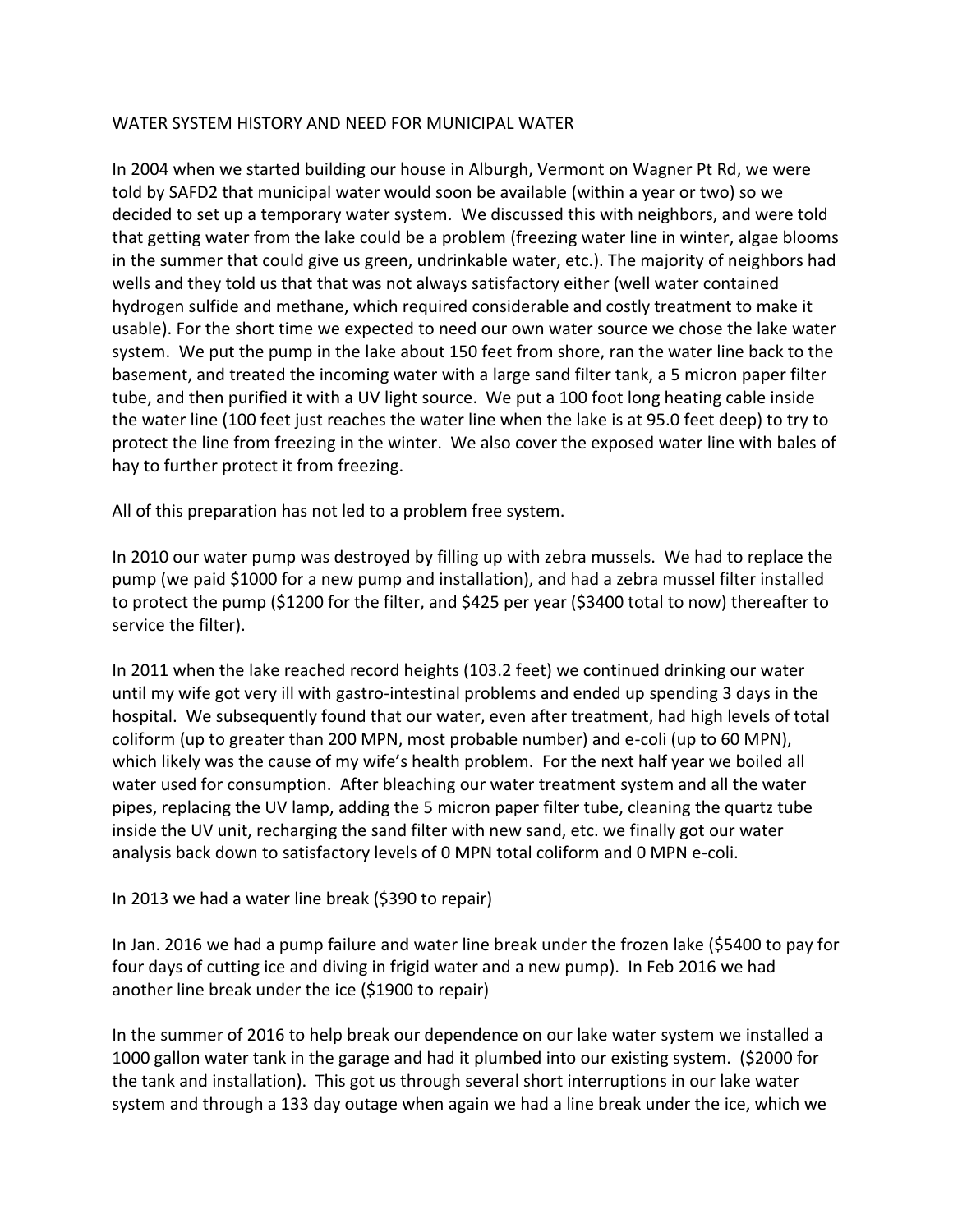WATER SYSTEM HISTORY AND NEED FOR MUNICIPAL WATER

In 2004 when we started building our house in Alburgh, Vermont on Wagner Pt Rd, we were told by SAFD2 that municipal water would soon be available (within a year or two) so we decided to set up a temporary water system. We discussed this with neighbors, and were told that getting water from the lake could be a problem (freezing water line in winter, algae blooms in the summer that could give us green, undrinkable water, etc.). The majority of neighbors had wells and they told us that that was not always satisfactory either (well water contained hydrogen sulfide and methane, which required considerable and costly treatment to make it usable). For the short time we expected to need our own water source we chose the lake water system. We put the pump in the lake about 150 feet from shore, ran the water line back to the basement, and treated the incoming water with a large sand filter tank, a 5 micron paper filter tube, and then purified it with a UV light source. We put a 100 foot long heating cable inside the water line (100 feet just reaches the water line when the lake is at 95.0 feet deep) to try to protect the line from freezing in the winter. We also cover the exposed water line with bales of hay to further protect it from freezing.

All of this preparation has not led to a problem free system.

In 2010 our water pump was destroyed by filling up with zebra mussels. We had to replace the pump (we paid $1000 for a new pump and installation), and had a zebra mussel filter installed to protect the pump ($1200 for the filter, and $425 per year ($3400 total to now) thereafter to service the filter).

In 2011 when the lake reached record heights (103.2 feet) we continued drinking our water until my wife got very ill with gastro-intestinal problems and ended up spending 3 days in the hospital. We subsequently found that our water, even after treatment, had high levels of total coliform (up to greater than 200 MPN, most probable number) and e-coli (up to 60 MPN), which likely was the cause of my wife's health problem. For the next half year we boiled all water used for consumption. After bleaching our water treatment system and all the water pipes, replacing the UV lamp, adding the 5 micron paper filter tube, cleaning the quartz tube inside the UV unit, recharging the sand filter with new sand, etc. we finally got our water analysis back down to satisfactory levels of 0 MPN total coliform and 0 MPN e-coli.

In 2013 we had a water line break ($390 to repair)

In Jan. 2016 we had a pump failure and water line break under the frozen lake ($5400 to pay for four days of cutting ice and diving in frigid water and a new pump). In Feb 2016 we had another line break under the ice ($1900 to repair)

In the summer of 2016 to help break our dependence on our lake water system we installed a 1000 gallon water tank in the garage and had it plumbed into our existing system. ($2000 for the tank and installation). This got us through several short interruptions in our lake water system and through a 133 day outage when again we had a line break under the ice, which we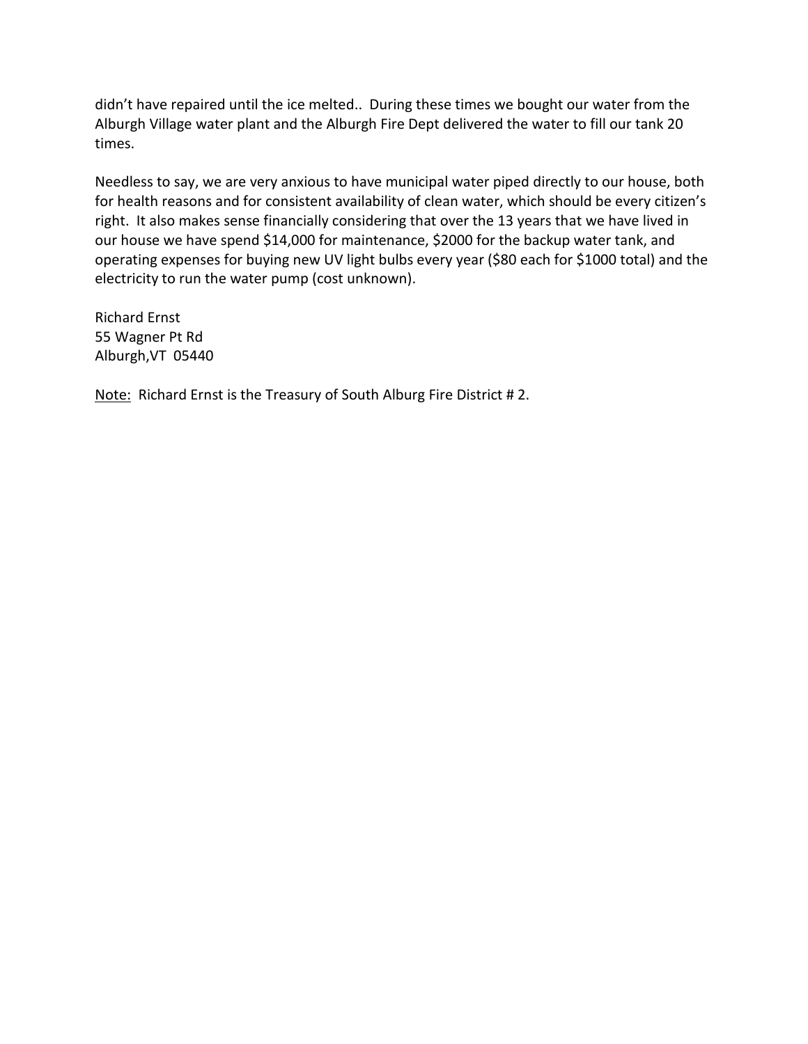didn't have repaired until the ice melted.. During these times we bought our water from the Alburgh Village water plant and the Alburgh Fire Dept delivered the water to fill our tank 20 times.

Needless to say, we are very anxious to have municipal water piped directly to our house, both for health reasons and for consistent availability of clean water, which should be every citizen's right. It also makes sense financially considering that over the 13 years that we have lived in our house we have spend $14,000 for maintenance, $2000 for the backup water tank, and operating expenses for buying new UV light bulbs every year ($80 each for $1000 total) and the electricity to run the water pump (cost unknown).

Richard Ernst
55 Wagner Pt Rd
Alburgh,VT 05440

<u>Note:</u> Richard Ernst is the Treasury of South Alburg Fire District # 2.